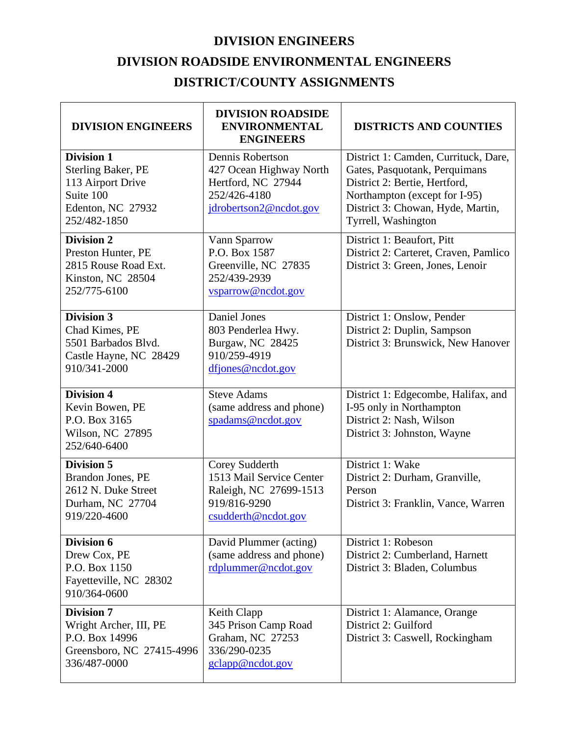# DIVISION ENGINEERS

# DIVISION ROADSIDE ENVIRONMENTAL ENGINEERS

# DISTRICT/COUNTY ASSIGNMENTS

| DIVISION ENGINEERS | DIVISION ROADSIDE ENVIRONMENTAL ENGINEERS | DISTRICTS AND COUNTIES |
|---|---|---|
| **Division 1**<br>Sterling Baker, PE<br>113 Airport Drive<br>Suite 100<br>Edenton, NC 27932<br>252/482-1850 | Dennis Robertson<br>427 Ocean Highway North<br>Hertford, NC 27944<br>252/426-4180<br>jdrobertson2@ncdot.gov | District 1: Camden, Currituck, Dare, Gates, Pasquotank, Perquimans<br>District 2: Bertie, Hertford, Northampton (except for I-95)<br>District 3: Chowan, Hyde, Martin, Tyrrell, Washington |
| **Division 2**<br>Preston Hunter, PE<br>2815 Rouse Road Ext.<br>Kinston, NC 28504<br>252/775-6100 | Vann Sparrow<br>P.O. Box 1587<br>Greenville, NC 27835<br>252/439-2939<br>vsparrow@ncdot.gov | District 1: Beaufort, Pitt<br>District 2: Carteret, Craven, Pamlico<br>District 3: Green, Jones, Lenoir |
| **Division 3**<br>Chad Kimes, PE<br>5501 Barbados Blvd.<br>Castle Hayne, NC 28429<br>910/341-2000 | Daniel Jones<br>803 Penderlea Hwy.<br>Burgaw, NC 28425<br>910/259-4919<br>dfjones@ncdot.gov | District 1: Onslow, Pender<br>District 2: Duplin, Sampson<br>District 3: Brunswick, New Hanover |
| **Division 4**<br>Kevin Bowen, PE<br>P.O. Box 3165<br>Wilson, NC 27895<br>252/640-6400 | Steve Adams<br>(same address and phone)<br>spadams@ncdot.gov | District 1: Edgecombe, Halifax, and I-95 only in Northampton<br>District 2: Nash, Wilson<br>District 3: Johnston, Wayne |
| **Division 5**<br>Brandon Jones, PE<br>2612 N. Duke Street<br>Durham, NC 27704<br>919/220-4600 | Corey Sudderth<br>1513 Mail Service Center<br>Raleigh, NC 27699-1513<br>919/816-9290<br>csudderth@ncdot.gov | District 1: Wake<br>District 2: Durham, Granville, Person<br>District 3: Franklin, Vance, Warren |
| **Division 6**<br>Drew Cox, PE<br>P.O. Box 1150<br>Fayetteville, NC 28302<br>910/364-0600 | David Plummer (acting)<br>(same address and phone)<br>rdplummer@ncdot.gov | District 1: Robeson<br>District 2: Cumberland, Harnett<br>District 3: Bladen, Columbus |
| **Division 7**<br>Wright Archer, III, PE<br>P.O. Box 14996<br>Greensboro, NC 27415-4996<br>336/487-0000 | Keith Clapp<br>345 Prison Camp Road<br>Graham, NC 27253<br>336/290-0235<br>gclapp@ncdot.gov | District 1: Alamance, Orange<br>District 2: Guilford<br>District 3: Caswell, Rockingham |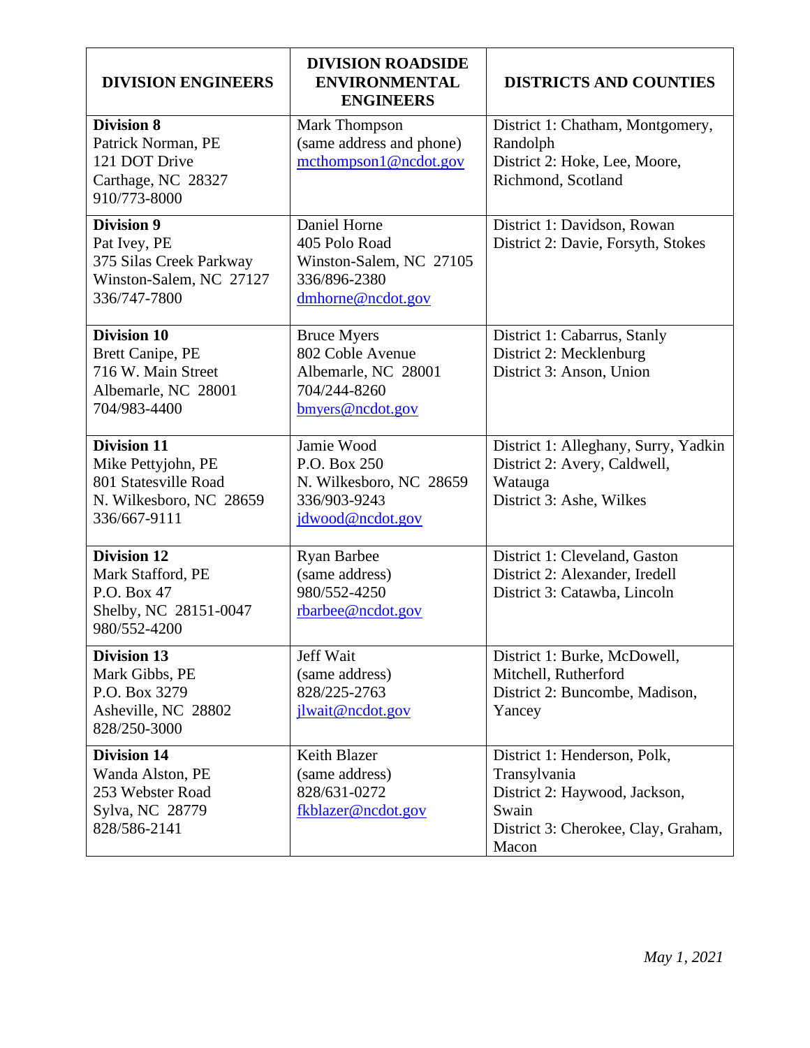| DIVISION ENGINEERS | DIVISION ROADSIDE ENVIRONMENTAL ENGINEERS | DISTRICTS AND COUNTIES |
|---|---|---|
| **Division 8**<br>Patrick Norman, PE<br>121 DOT Drive<br>Carthage, NC 28327<br>910/773-8000 | Mark Thompson<br>(same address and phone)<br>mcthompson1@ncdot.gov | District 1: Chatham, Montgomery, Randolph<br>District 2: Hoke, Lee, Moore, Richmond, Scotland |
| **Division 9**<br>Pat Ivey, PE<br>375 Silas Creek Parkway<br>Winston-Salem, NC 27127<br>336/747-7800 | Daniel Horne<br>405 Polo Road<br>Winston-Salem, NC 27105<br>336/896-2380<br>dmhorne@ncdot.gov | District 1: Davidson, Rowan<br>District 2: Davie, Forsyth, Stokes |
| **Division 10**<br>Brett Canipe, PE<br>716 W. Main Street<br>Albemarle, NC 28001<br>704/983-4400 | Bruce Myers<br>802 Coble Avenue<br>Albemarle, NC 28001<br>704/244-8260<br>bmyers@ncdot.gov | District 1: Cabarrus, Stanly<br>District 2: Mecklenburg<br>District 3: Anson, Union |
| **Division 11**<br>Mike Pettyjohn, PE<br>801 Statesville Road<br>N. Wilkesboro, NC 28659<br>336/667-9111 | Jamie Wood<br>P.O. Box 250<br>N. Wilkesboro, NC 28659<br>336/903-9243<br>jdwood@ncdot.gov | District 1: Alleghany, Surry, Yadkin<br>District 2: Avery, Caldwell, Watauga<br>District 3: Ashe, Wilkes |
| **Division 12**<br>Mark Stafford, PE<br>P.O. Box 47<br>Shelby, NC 28151-0047<br>980/552-4200 | Ryan Barbee<br>(same address)<br>980/552-4250<br>rbarbee@ncdot.gov | District 1: Cleveland, Gaston<br>District 2: Alexander, Iredell<br>District 3: Catawba, Lincoln |
| **Division 13**<br>Mark Gibbs, PE<br>P.O. Box 3279<br>Asheville, NC 28802<br>828/250-3000 | Jeff Wait<br>(same address)<br>828/225-2763<br>jlwait@ncdot.gov | District 1: Burke, McDowell, Mitchell, Rutherford<br>District 2: Buncombe, Madison, Yancey |
| **Division 14**<br>Wanda Alston, PE<br>253 Webster Road<br>Sylva, NC 28779<br>828/586-2141 | Keith Blazer<br>(same address)<br>828/631-0272<br>fkblazer@ncdot.gov | District 1: Henderson, Polk, Transylvania<br>District 2: Haywood, Jackson, Swain<br>District 3: Cherokee, Clay, Graham, Macon |

*May 1, 2021*